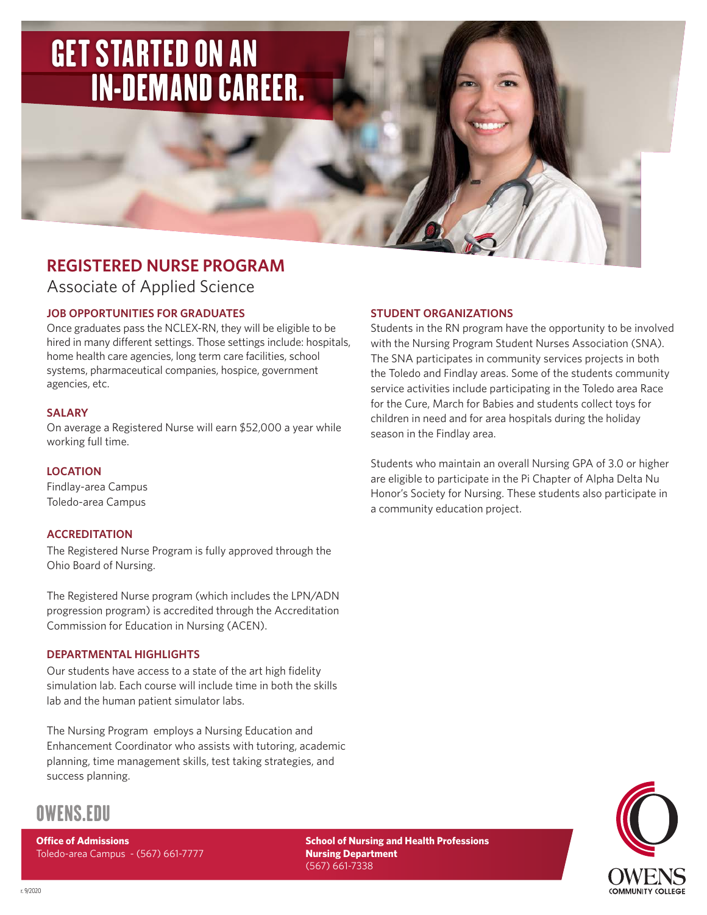# GET STARTED ON AN IN-DEMAND CAREER.

## REGISTERED NURSE PROGRAM

Associate of Applied Science

### JOB OPPORTUNITIES FOR GRADUATES

Once graduates pass the NCLEX-RN, they will be eligible to be hired in many different settings. Those settings include: hospitals, home health care agencies, long term care facilities, school systems, pharmaceutical companies, hospice, government agencies, etc.

### SALARY

On average a Registered Nurse will earn $52,000 a year while working full time.

### LOCATION

Findlay-area Campus
Toledo-area Campus

### ACCREDITATION

The Registered Nurse Program is fully approved through the Ohio Board of Nursing.

The Registered Nurse program (which includes the LPN/ADN progression program) is accredited through the Accreditation Commission for Education in Nursing (ACEN).

### DEPARTMENTAL HIGHLIGHTS

Our students have access to a state of the art high fidelity simulation lab. Each course will include time in both the skills lab and the human patient simulator labs.

The Nursing Program employs a Nursing Education and Enhancement Coordinator who assists with tutoring, academic planning, time management skills, test taking strategies, and success planning.

### STUDENT ORGANIZATIONS

Students in the RN program have the opportunity to be involved with the Nursing Program Student Nurses Association (SNA). The SNA participates in community services projects in both the Toledo and Findlay areas. Some of the students community service activities include participating in the Toledo area Race for the Cure, March for Babies and students collect toys for children in need and for area hospitals during the holiday season in the Findlay area.

Students who maintain an overall Nursing GPA of 3.0 or higher are eligible to participate in the Pi Chapter of Alpha Delta Nu Honor's Society for Nursing. These students also participate in a community education project.

OWENS.EDU

**Office of Admissions**
Toledo-area Campus - (567) 661-7777

**School of Nursing and Health Professions**
**Nursing Department**
(567) 661-7338

OWENS COMMUNITY COLLEGE

r. 9/2020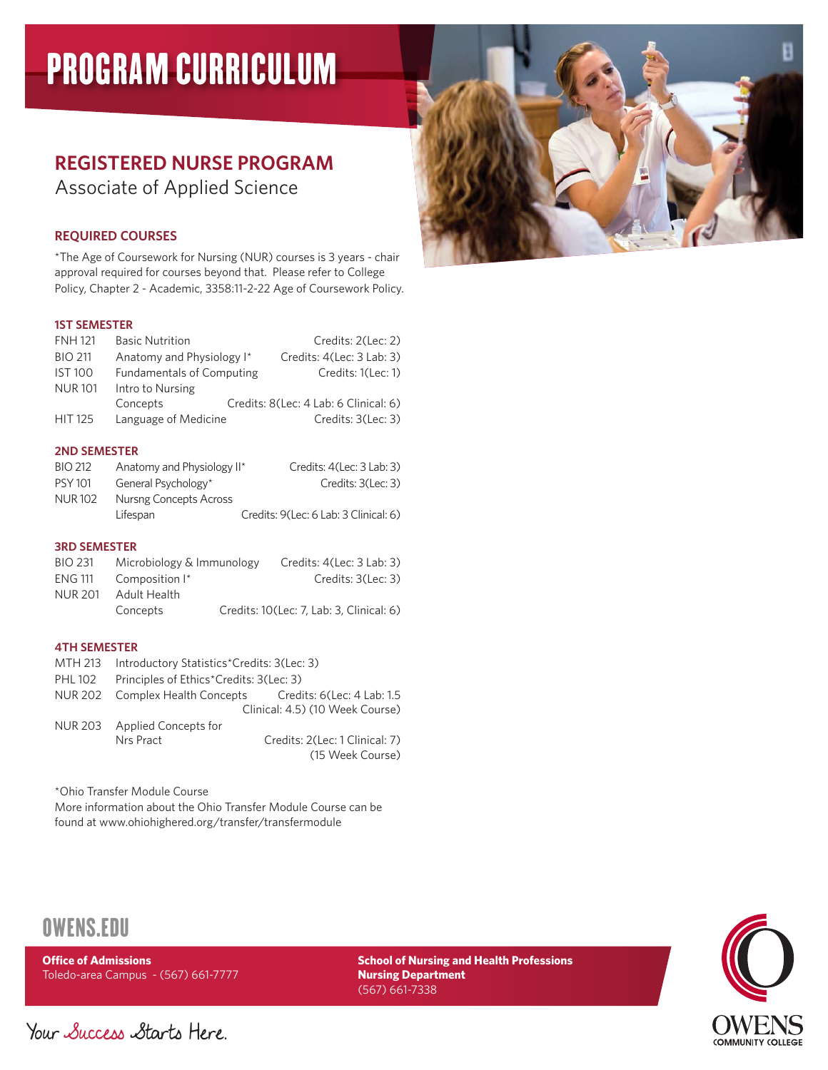# PROGRAM CURRICULUM

## REGISTERED NURSE PROGRAM

Associate of Applied Science

### REQUIRED COURSES

*The Age of Coursework for Nursing (NUR) courses is 3 years - chair approval required for courses beyond that. Please refer to College Policy, Chapter 2 - Academic, 3358:11-2-22 Age of Coursework Policy.

#### 1ST SEMESTER

| | | |
|---|---|---|
| FNH 121 | Basic Nutrition | Credits: 2(Lec: 2) |
| BIO 211 | Anatomy and Physiology I* | Credits: 4(Lec: 3 Lab: 3) |
| IST 100 | Fundamentals of Computing | Credits: 1(Lec: 1) |
| NUR 101 | Intro to Nursing Concepts | Credits: 8(Lec: 4 Lab: 6 Clinical: 6) |
| HIT 125 | Language of Medicine | Credits: 3(Lec: 3) |

#### 2ND SEMESTER

| | | |
|---|---|---|
| BIO 212 | Anatomy and Physiology II* | Credits: 4(Lec: 3 Lab: 3) |
| PSY 101 | General Psychology* | Credits: 3(Lec: 3) |
| NUR 102 | Nursng Concepts Across Lifespan | Credits: 9(Lec: 6 Lab: 3 Clinical: 6) |

#### 3RD SEMESTER

| | | |
|---|---|---|
| BIO 231 | Microbiology & Immunology | Credits: 4(Lec: 3 Lab: 3) |
| ENG 111 | Composition I* | Credits: 3(Lec: 3) |
| NUR 201 | Adult Health Concepts | Credits: 10(Lec: 7, Lab: 3, Clinical: 6) |

#### 4TH SEMESTER

| | | |
|---|---|---|
| MTH 213 | Introductory Statistics* | Credits: 3(Lec: 3) |
| PHL 102 | Principles of Ethics* | Credits: 3(Lec: 3) |
| NUR 202 | Complex Health Concepts | Credits: 6(Lec: 4 Lab: 1.5 Clinical: 4.5) (10 Week Course) |
| NUR 203 | Applied Concepts for Nrs Pract | Credits: 2(Lec: 1 Clinical: 7) (15 Week Course) |

*Ohio Transfer Module Course
More information about the Ohio Transfer Module Course can be found at www.ohiohighered.org/transfer/transfermodule

OWENS.EDU

**Office of Admissions**
Toledo-area Campus - (567) 661-7777

**School of Nursing and Health Professions**
**Nursing Department**
(567) 661-7338

Your Success Starts Here.

OWENS COMMUNITY COLLEGE